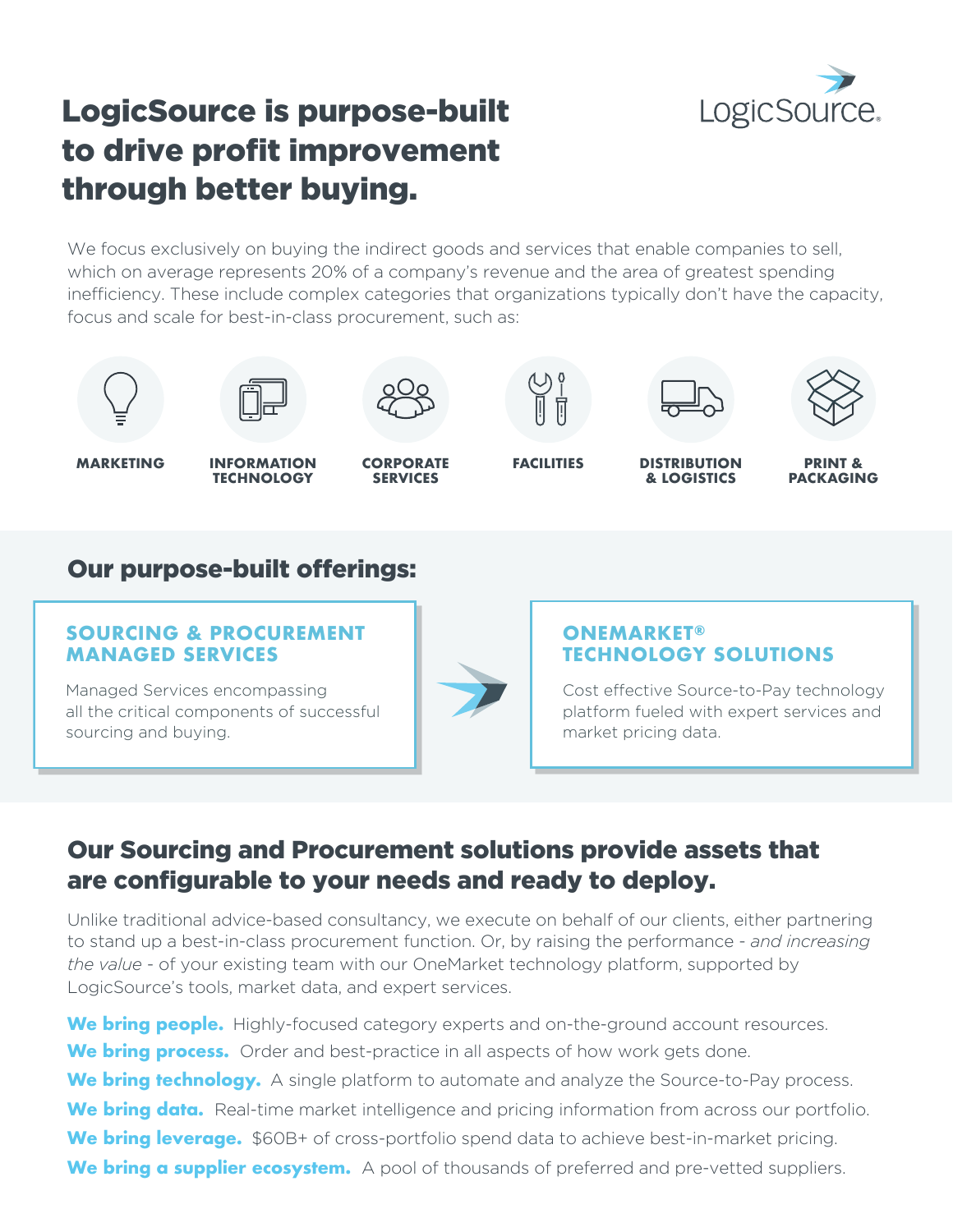# LogicSource is purpose-built to drive profit improvement through better buying.

LogicSource

We focus exclusively on buying the indirect goods and services that enable companies to sell, which on average represents 20% of a company's revenue and the area of greatest spending inefficiency. These include complex categories that organizations typically don't have the capacity, focus and scale for best-in-class procurement, such as:

- **MARKETING**
- **INFORMATION TECHNOLOGY**
- **CORPORATE SERVICES**
- **FACILITIES**
- **DISTRIBUTION & LOGISTICS**
- **PRINT & PACKAGING**

## Our purpose-built offerings:

### SOURCING & PROCUREMENT MANAGED SERVICES

Managed Services encompassing all the critical components of successful sourcing and buying.

### ONEMARKET® TECHNOLOGY SOLUTIONS

Cost effective Source-to-Pay technology platform fueled with expert services and market pricing data.

## Our Sourcing and Procurement solutions provide assets that are configurable to your needs and ready to deploy.

Unlike traditional advice-based consultancy, we execute on behalf of our clients, either partnering to stand up a best-in-class procurement function. Or, by raising the performance - *and increasing the value* - of your existing team with our OneMarket technology platform, supported by LogicSource's tools, market data, and expert services.

**We bring people.** Highly-focused category experts and on-the-ground account resources.

**We bring process.** Order and best-practice in all aspects of how work gets done.

**We bring technology.** A single platform to automate and analyze the Source-to-Pay process.

**We bring data.** Real-time market intelligence and pricing information from across our portfolio.

**We bring leverage.** $60B+ of cross-portfolio spend data to achieve best-in-market pricing.

**We bring a supplier ecosystem.** A pool of thousands of preferred and pre-vetted suppliers.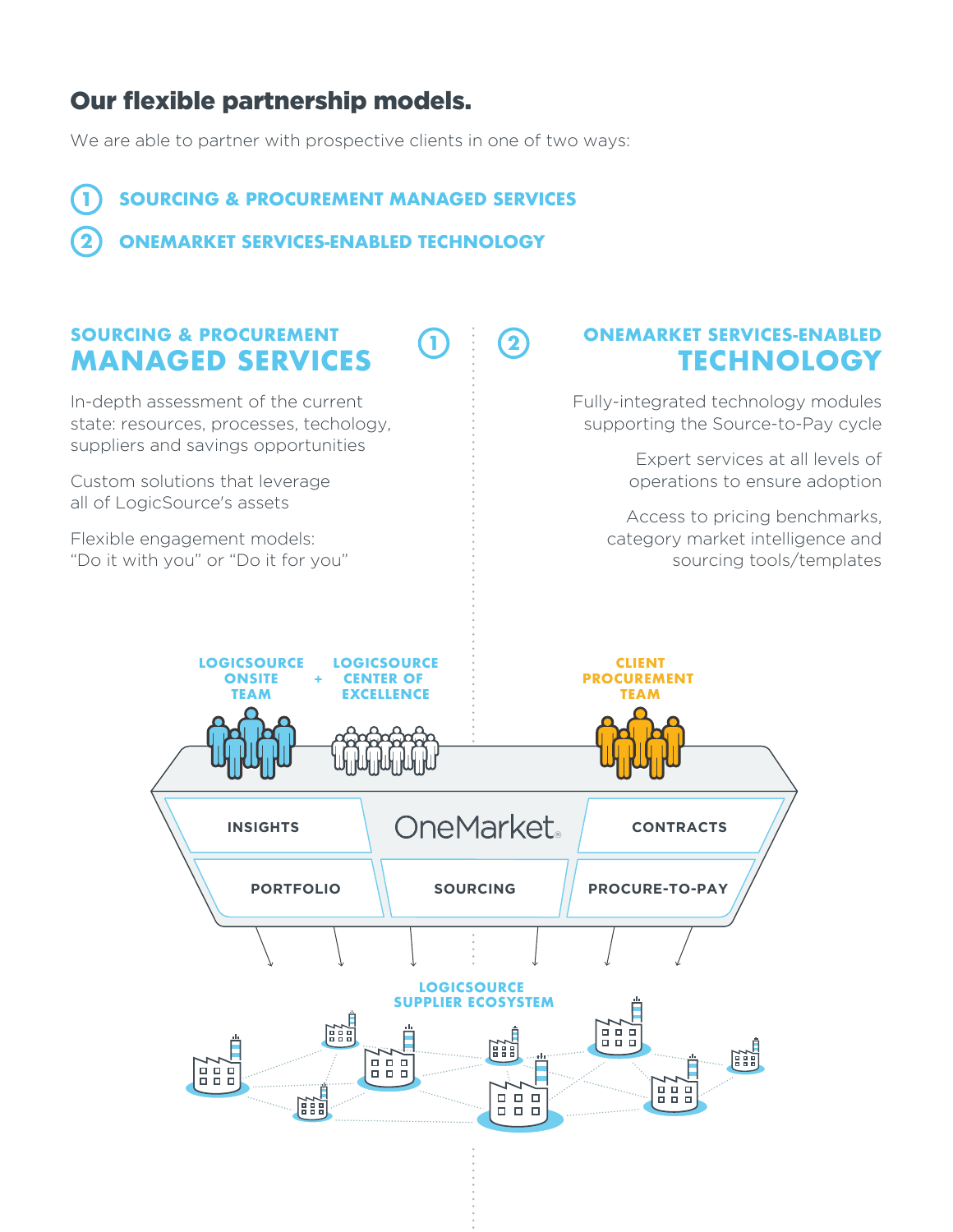## Our flexible partnership models.

We are able to partner with prospective clients in one of two ways:

1. **SOURCING & PROCUREMENT MANAGED SERVICES**
2. **ONEMARKET SERVICES-ENABLED TECHNOLOGY**

### SOURCING & PROCUREMENT MANAGED SERVICES

In-depth assessment of the current state: resources, processes, techology, suppliers and savings opportunities

Custom solutions that leverage all of LogicSource's assets

Flexible engagement models: "Do it with you" or "Do it for you"

### ONEMARKET SERVICES-ENABLED TECHNOLOGY

Fully-integrated technology modules supporting the Source-to-Pay cycle

Expert services at all levels of operations to ensure adoption

Access to pricing benchmarks, category market intelligence and sourcing tools/templates

LOGICSOURCE ONSITE TEAM + LOGICSOURCE CENTER OF EXCELLENCE

CLIENT PROCUREMENT TEAM

OneMarket®

INSIGHTS

CONTRACTS

PORTFOLIO

SOURCING

PROCURE-TO-PAY

LOGICSOURCE SUPPLIER ECOSYSTEM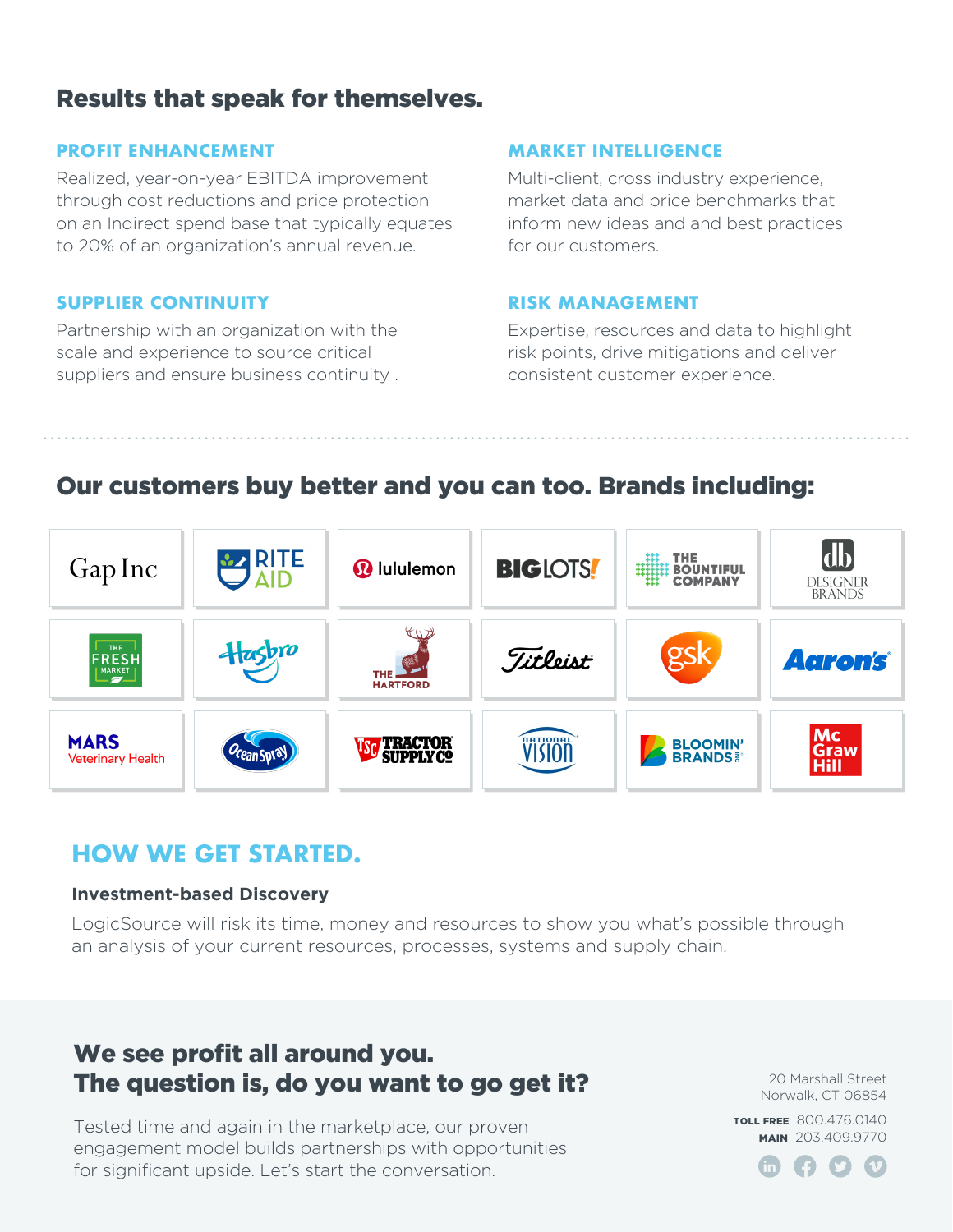## Results that speak for themselves.

### PROFIT ENHANCEMENT

Realized, year-on-year EBITDA improvement through cost reductions and price protection on an Indirect spend base that typically equates to 20% of an organization's annual revenue.

### MARKET INTELLIGENCE

Multi-client, cross industry experience, market data and price benchmarks that inform new ideas and and best practices for our customers.

### SUPPLIER CONTINUITY

Partnership with an organization with the scale and experience to source critical suppliers and ensure business continuity .

### RISK MANAGEMENT

Expertise, resources and data to highlight risk points, drive mitigations and deliver consistent customer experience.

## Our customers buy better and you can too. Brands including:

Gap Inc, Rite Aid, lululemon, Big Lots!, The Bountiful Company, Designer Brands, The Fresh Market, Hasbro, The Hartford, Titleist, gsk, Aaron's, Mars Veterinary Health, Ocean Spray, Tractor Supply Co, National Vision, Bloomin' Brands Inc, McGraw Hill

## HOW WE GET STARTED.

**Investment-based Discovery**

LogicSource will risk its time, money and resources to show you what's possible through an analysis of your current resources, processes, systems and supply chain.

## We see profit all around you. The question is, do you want to go get it?

Tested time and again in the marketplace, our proven engagement model builds partnerships with opportunities for significant upside. Let's start the conversation.

20 Marshall Street
Norwalk, CT 06854

**TOLL FREE** 800.476.0140
**MAIN** 203.409.9770